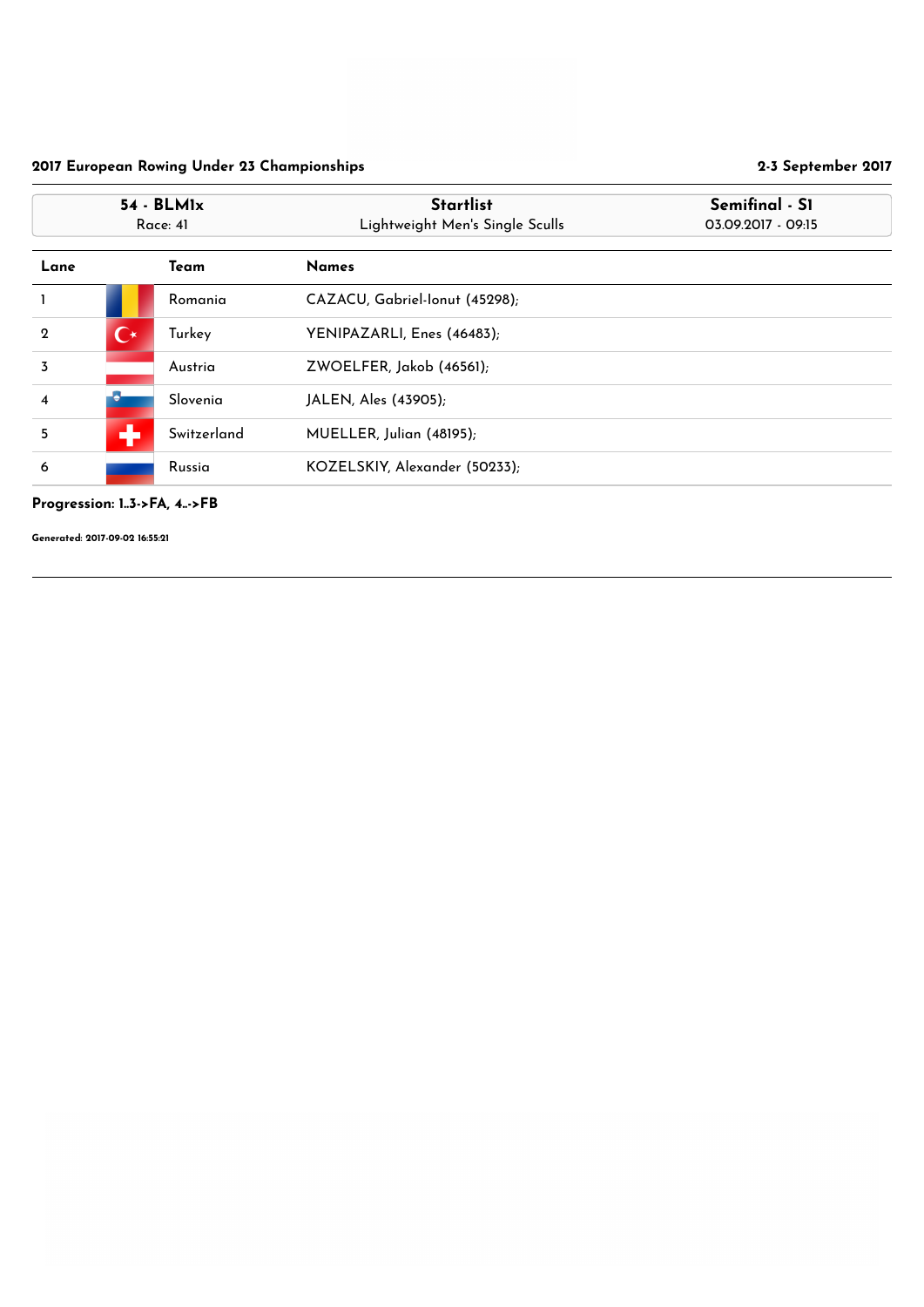**2017 European Rowing Under 23 Championships** | **2-3 September 2017**

| 54 - BLM1x<br>Race: 41 | Startlist<br>Lightweight Men's Single Sculls | Semifinal - S1<br>03.09.2017 - 09:15 |
|---|---|---|

| Lane | Team | Names |
|---|---|---|
| 1 | Romania | CAZACU, Gabriel-Ionut (45298); |
| 2 | Turkey | YENIPAZARLI, Enes (46483); |
| 3 | Austria | ZWOELFER, Jakob (46561); |
| 4 | Slovenia | JALEN, Ales (43905); |
| 5 | Switzerland | MUELLER, Julian (48195); |
| 6 | Russia | KOZELSKIY, Alexander (50233); |

**Progression: 1..3->FA, 4..->FB**

**Generated: 2017-09-02 16:55:21**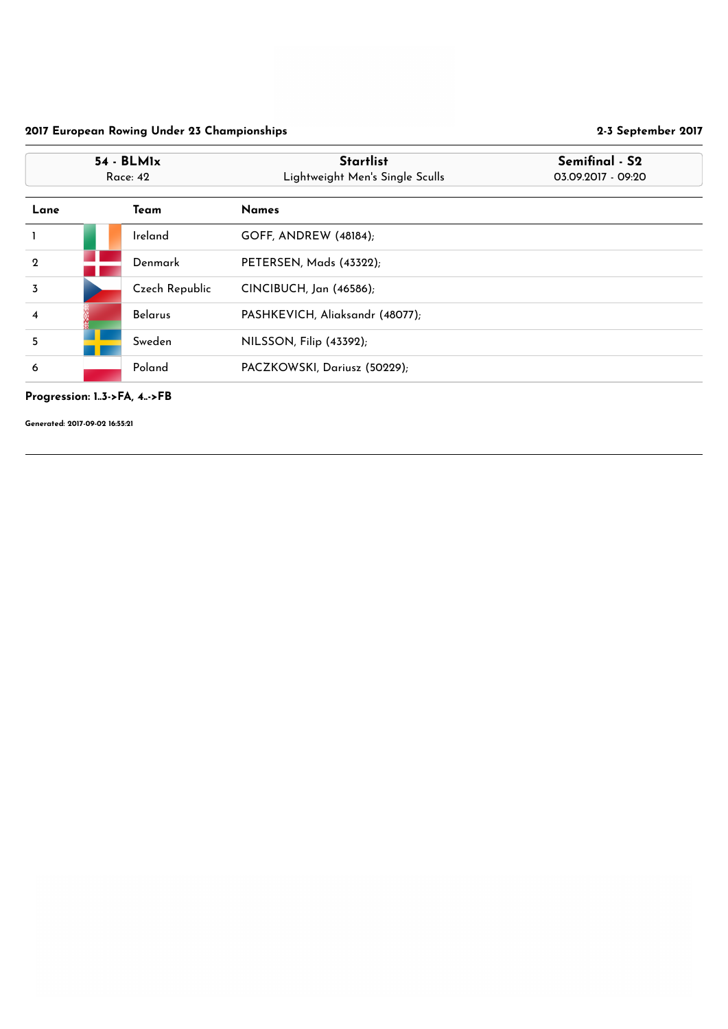**2017 European Rowing Under 23 Championships** — **2-3 September 2017**

| 54 - BLM1x<br>Race: 42 | Startlist<br>Lightweight Men's Single Sculls | Semifinal - S2<br>03.09.2017 - 09:20 |
|---|---|---|

| Lane | Team | Names |
|---|---|---|
| 1 | Ireland | GOFF, ANDREW (48184); |
| 2 | Denmark | PETERSEN, Mads (43322); |
| 3 | Czech Republic | CINCIBUCH, Jan (46586); |
| 4 | Belarus | PASHKEVICH, Aliaksandr (48077); |
| 5 | Sweden | NILSSON, Filip (43392); |
| 6 | Poland | PACZKOWSKI, Dariusz (50229); |

**Progression: 1..3->FA, 4..->FB**

**Generated: 2017-09-02 16:55:21**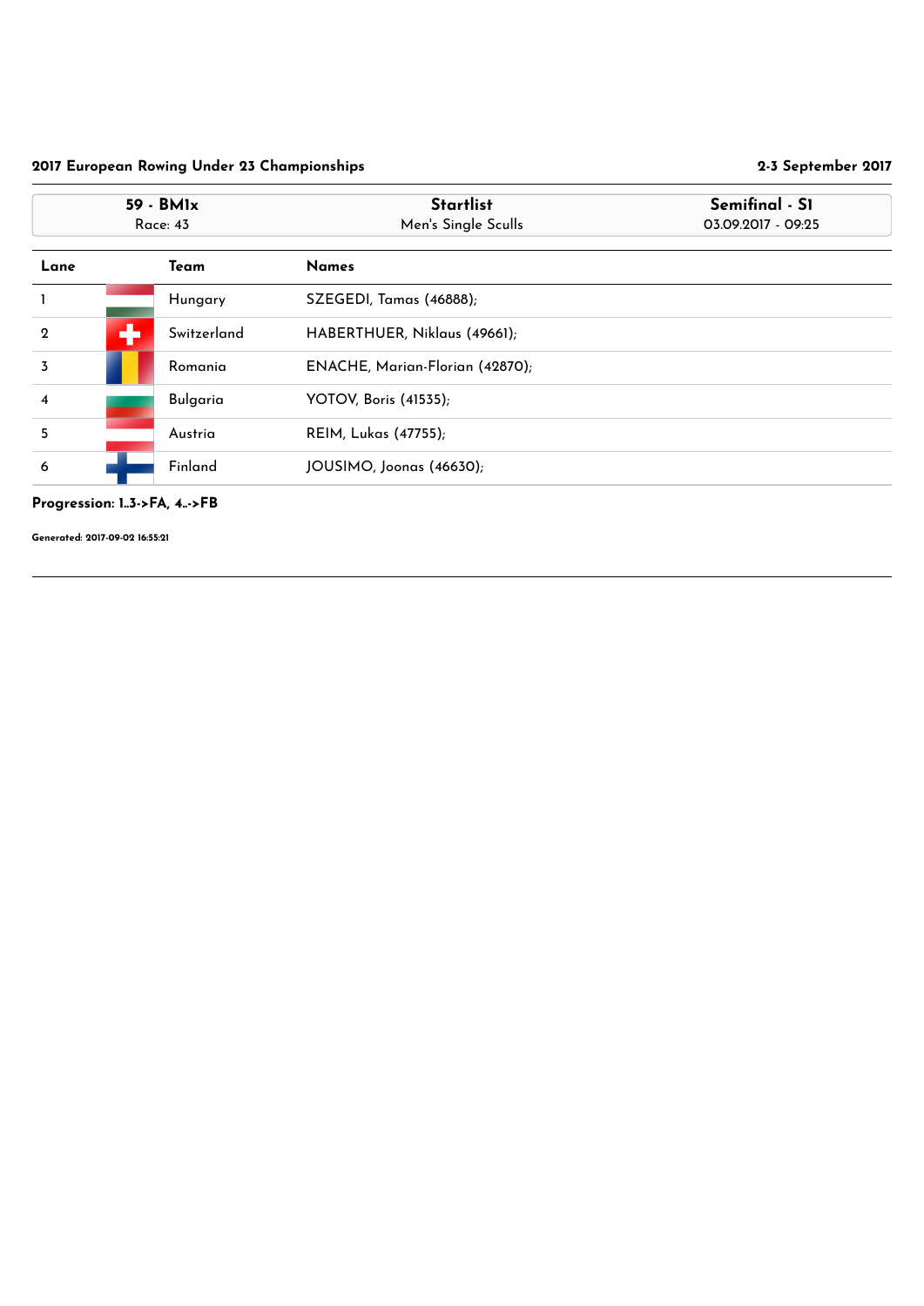**2017 European Rowing Under 23 Championships** — **2-3 September 2017**

| 59 - BM1x | Startlist | Semifinal - S1 |
|---|---|---|
| Race: 43 | Men's Single Sculls | 03.09.2017 - 09:25 |

| Lane | Team | Names |
|---|---|---|
| 1 | Hungary | SZEGEDI, Tamas (46888); |
| 2 | Switzerland | HABERTHUER, Niklaus (49661); |
| 3 | Romania | ENACHE, Marian-Florian (42870); |
| 4 | Bulgaria | YOTOV, Boris (41535); |
| 5 | Austria | REIM, Lukas (47755); |
| 6 | Finland | JOUSIMO, Joonas (46630); |

**Progression: 1..3->FA, 4..->FB**

**Generated: 2017-09-02 16:55:21**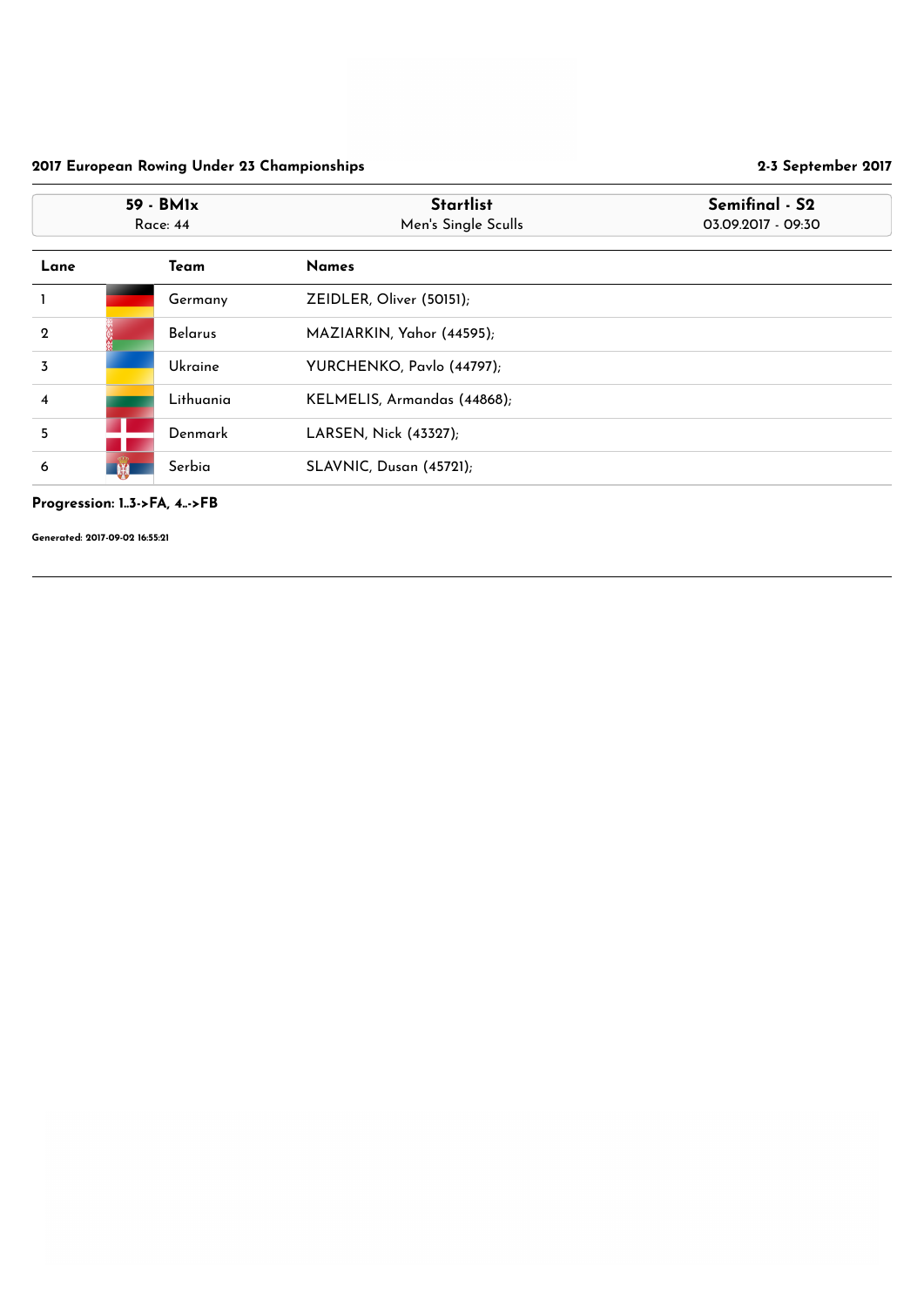**2017 European Rowing Under 23 Championships** **2-3 September 2017**

| 59 - BM1x | Startlist | Semifinal - S2 |
|---|---|---|
| Race: 44 | Men's Single Sculls | 03.09.2017 - 09:30 |

| Lane | Team | Names |
|---|---|---|
| 1 | Germany | ZEIDLER, Oliver (50151); |
| 2 | Belarus | MAZIARKIN, Yahor (44595); |
| 3 | Ukraine | YURCHENKO, Pavlo (44797); |
| 4 | Lithuania | KELMELIS, Armandas (44868); |
| 5 | Denmark | LARSEN, Nick (43327); |
| 6 | Serbia | SLAVNIC, Dusan (45721); |

**Progression: 1..3->FA, 4..->FB**

**Generated: 2017-09-02 16:55:21**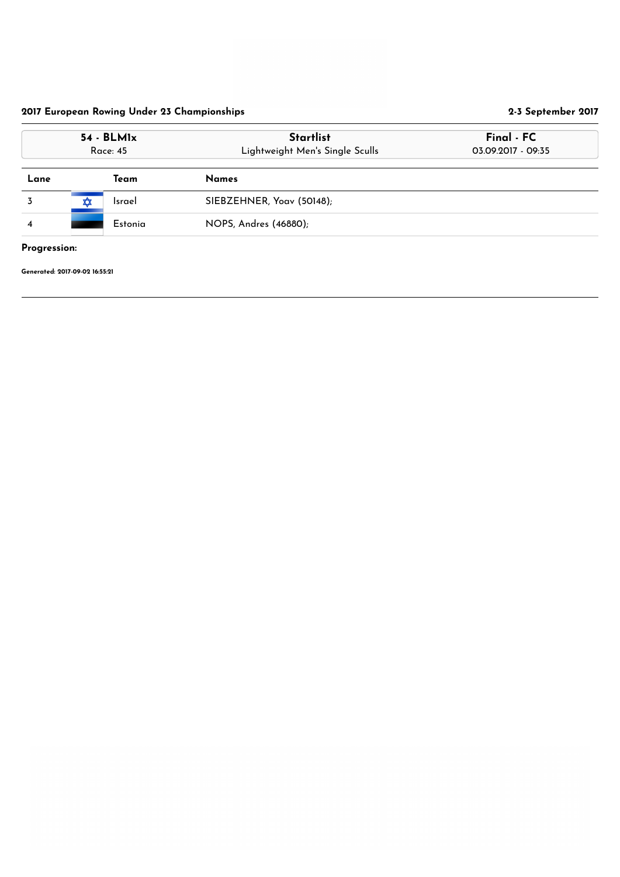**2017 European Rowing Under 23 Championships** — **2-3 September 2017**

| 54 - BLM1x | Startlist | Final - FC |
| --- | --- | --- |
| Race: 45 | Lightweight Men's Single Sculls | 03.09.2017 - 09:35 |

| Lane | Team | Names |
| --- | --- | --- |
| 3 | Israel | SIEBZEHNER, Yoav (50148); |
| 4 | Estonia | NOPS, Andres (46880); |

**Progression:**

**Generated: 2017-09-02 16:55:21**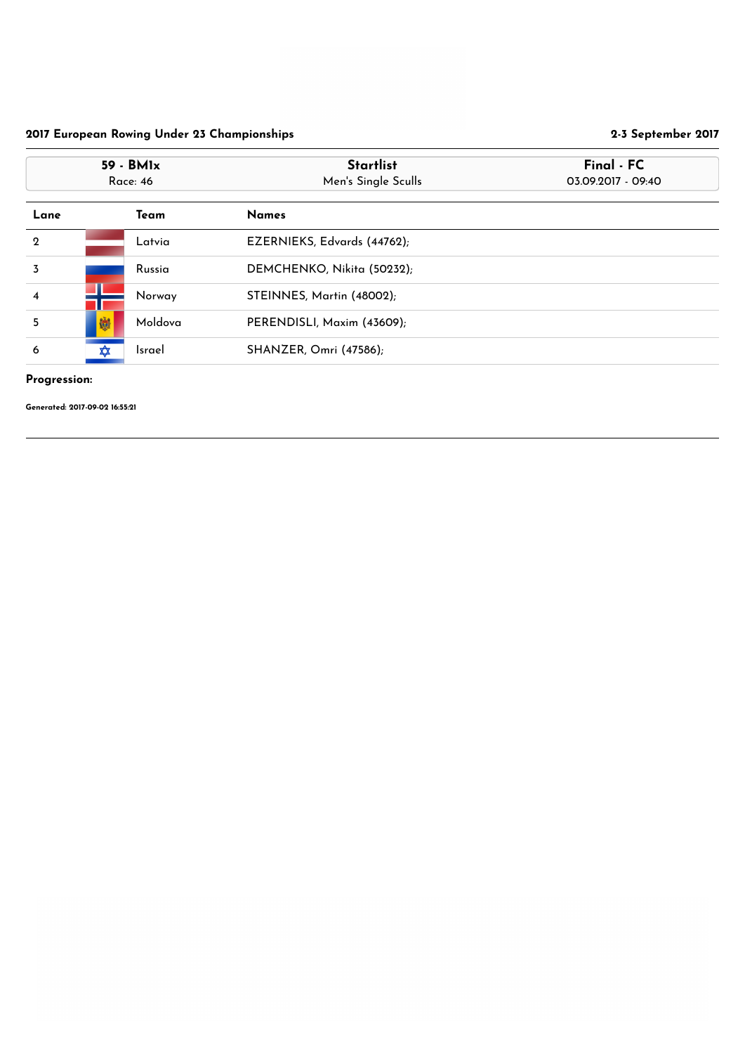**2017 European Rowing Under 23 Championships** — **2-3 September 2017**

| 59 - BM1x | Startlist | Final - FC |
|---|---|---|
| Race: 46 | Men's Single Sculls | 03.09.2017 - 09:40 |

| Lane | Team | Names |
|---|---|---|
| 2 | Latvia | EZERNIEKS, Edvards (44762); |
| 3 | Russia | DEMCHENKO, Nikita (50232); |
| 4 | Norway | STEINNES, Martin (48002); |
| 5 | Moldova | PERENDISLI, Maxim (43609); |
| 6 | Israel | SHANZER, Omri (47586); |

**Progression:**

**Generated: 2017-09-02 16:55:21**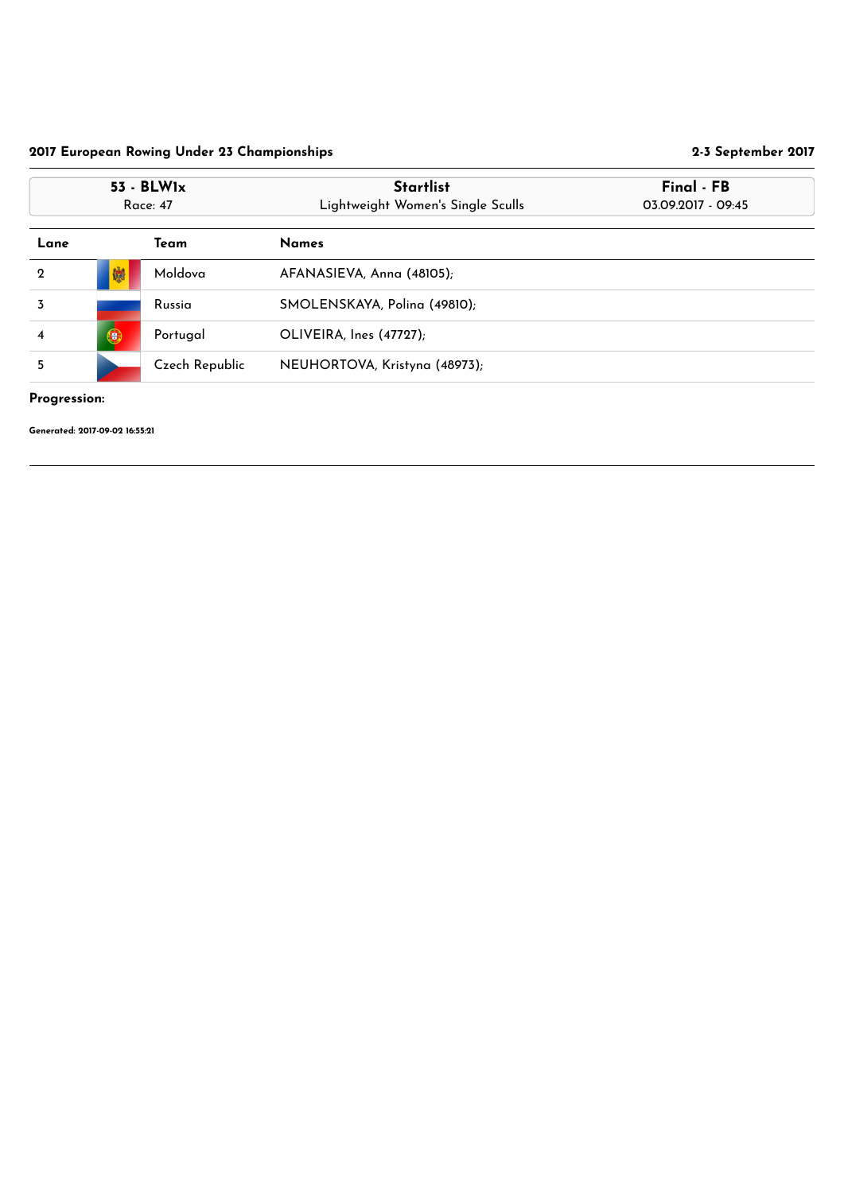## 2017 European Rowing Under 23 Championships

2-3 September 2017

| 53 - BLW1x | Startlist | Final - FB |
|---|---|---|
| Race: 47 | Lightweight Women's Single Sculls | 03.09.2017 - 09:45 |

| Lane | Team | Names |
|---|---|---|
| 2 | Moldova | AFANASIEVA, Anna (48105); |
| 3 | Russia | SMOLENSKAYA, Polina (49810); |
| 4 | Portugal | OLIVEIRA, Ines (47727); |
| 5 | Czech Republic | NEUHORTOVA, Kristyna (48973); |

**Progression:**

**Generated: 2017-09-02 16:55:21**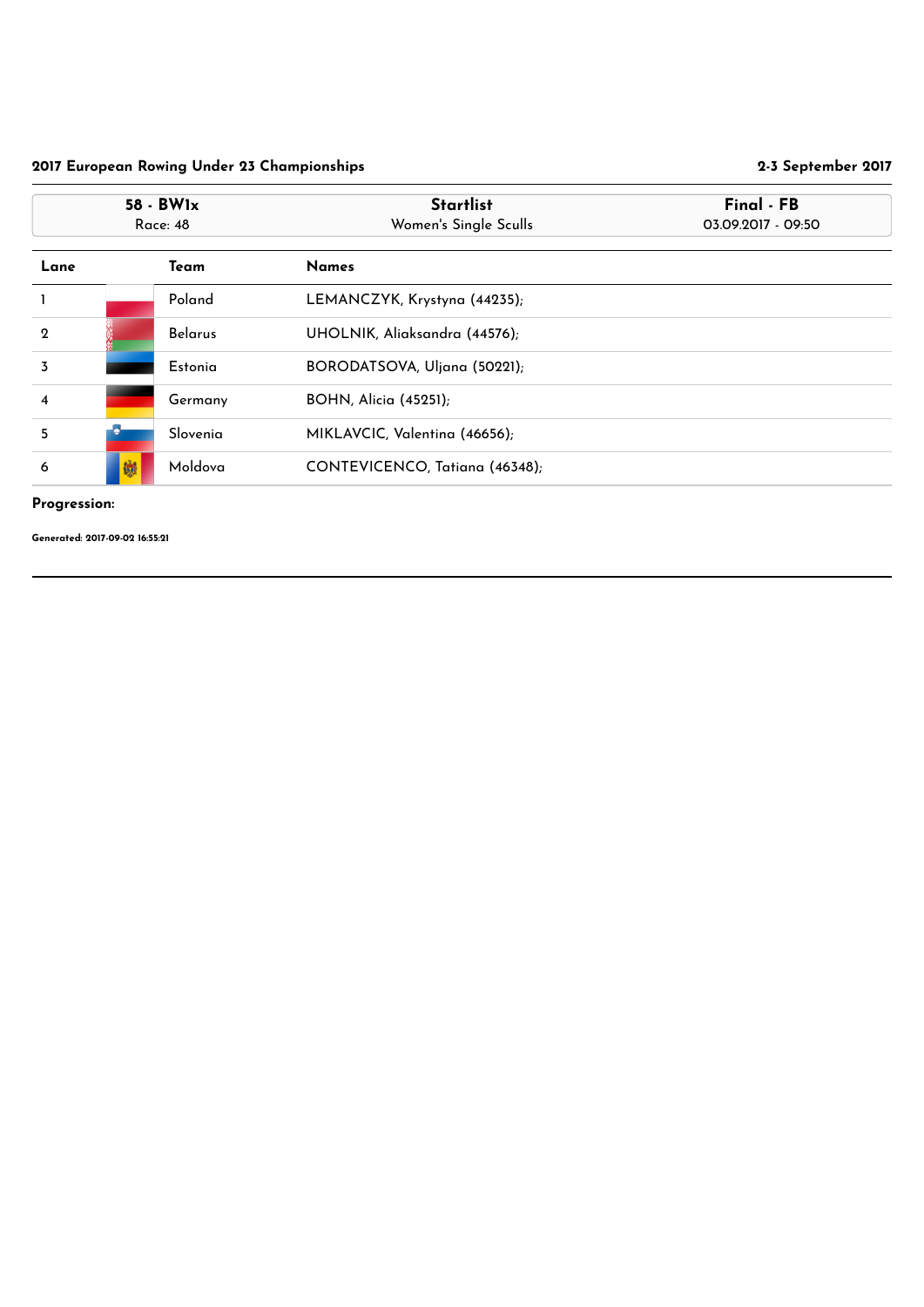**2017 European Rowing Under 23 Championships** | **2-3 September 2017**

| 58 - BW1x | Startlist | Final - FB |
|---|---|---|
| Race: 48 | Women's Single Sculls | 03.09.2017 - 09:50 |

| Lane | Team | Names |
|---|---|---|
| 1 | Poland | LEMANCZYK, Krystyna (44235); |
| 2 | Belarus | UHOLNIK, Aliaksandra (44576); |
| 3 | Estonia | BORODATSOVA, Uljana (50221); |
| 4 | Germany | BOHN, Alicia (45251); |
| 5 | Slovenia | MIKLAVCIC, Valentina (46656); |
| 6 | Moldova | CONTEVICENCO, Tatiana (46348); |

**Progression:**

**Generated: 2017-09-02 16:55:21**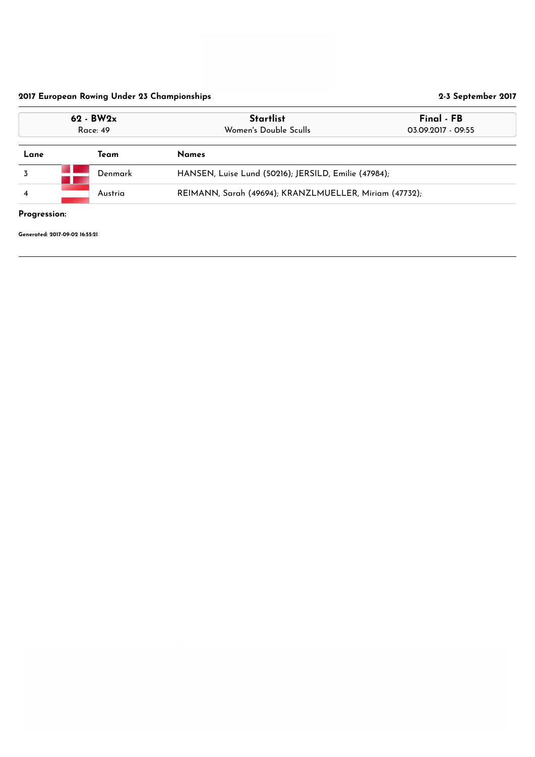**2017 European Rowing Under 23 Championships** — **2-3 September 2017**

| 62 - BW2x | Startlist | Final - FB |
| --- | --- | --- |
| Race: 49 | Women's Double Sculls | 03.09.2017 - 09:55 |

| Lane | Team | Names |
| --- | --- | --- |
| 3 | Denmark | HANSEN, Luise Lund (50216); JERSILD, Emilie (47984); |
| 4 | Austria | REIMANN, Sarah (49694); KRANZLMUELLER, Miriam (47732); |

**Progression:**

**Generated: 2017-09-02 16:55:21**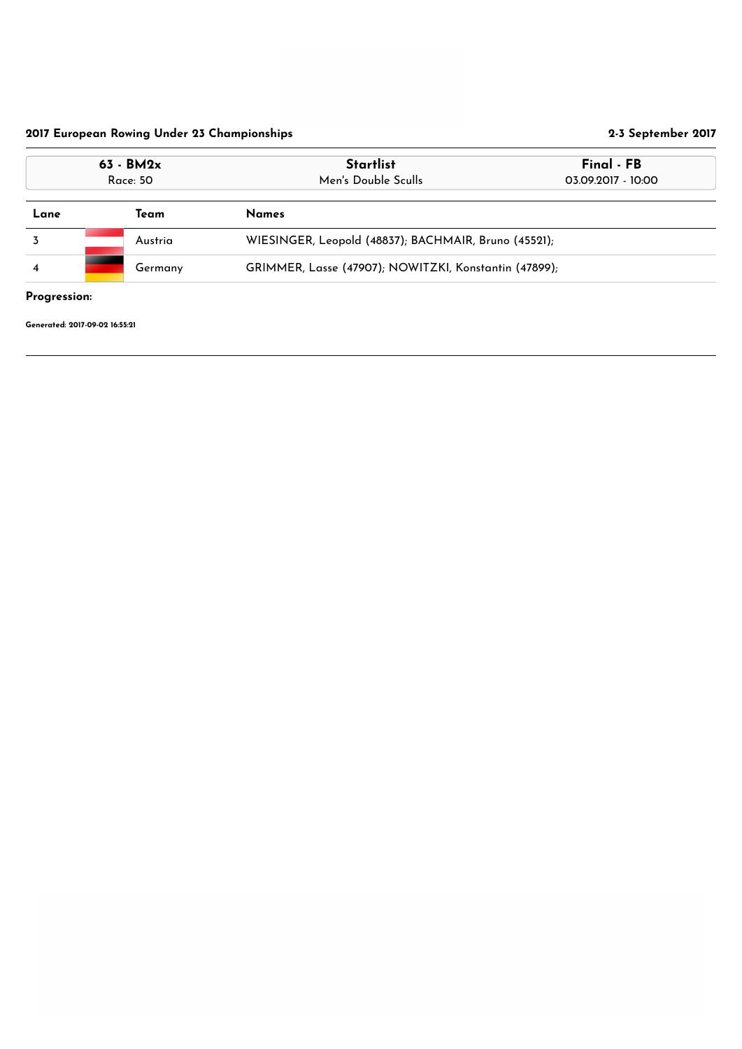## 2017 European Rowing Under 23 Championships

**2-3 September 2017**

| **63 - BM2x** | **Startlist** | **Final - FB** |
|---|---|---|
| Race: 50 | Men's Double Sculls | 03.09.2017 - 10:00 |

| Lane | Team | Names |
|---|---|---|
| 3 | Austria | WIESINGER, Leopold (48837); BACHMAIR, Bruno (45521); |
| 4 | Germany | GRIMMER, Lasse (47907); NOWITZKI, Konstantin (47899); |

**Progression:**

**Generated: 2017-09-02 16:55:21**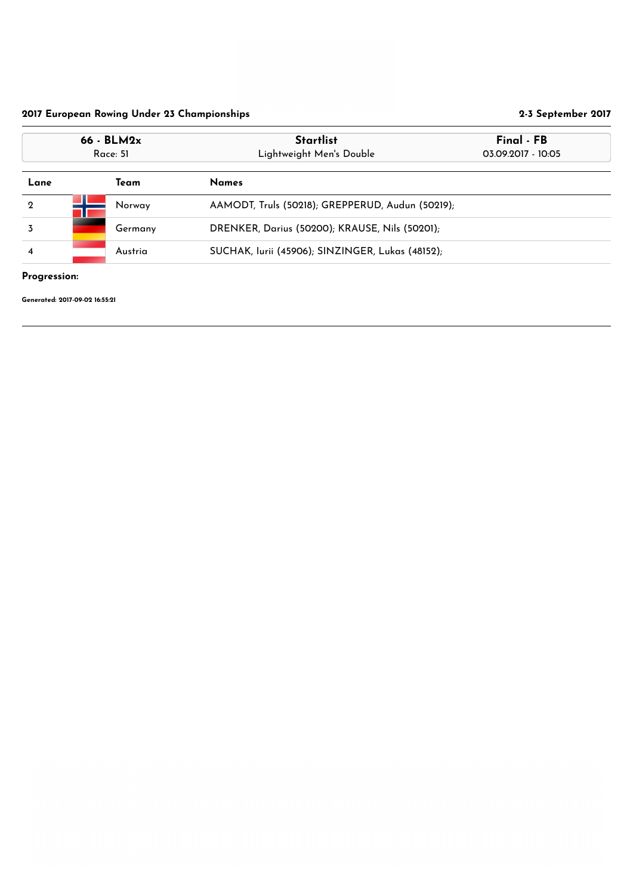**2017 European Rowing Under 23 Championships** **2-3 September 2017**

| 66 - BLM2x | Startlist | Final - FB |
|---|---|---|
| Race: 51 | Lightweight Men's Double | 03.09.2017 - 10:05 |

| Lane | Team | Names |
|---|---|---|
| 2 | Norway | AAMODT, Truls (50218); GREPPERUD, Audun (50219); |
| 3 | Germany | DRENKER, Darius (50200); KRAUSE, Nils (50201); |
| 4 | Austria | SUCHAK, Iurii (45906); SINZINGER, Lukas (48152); |

**Progression:**

**Generated: 2017-09-02 16:55:21**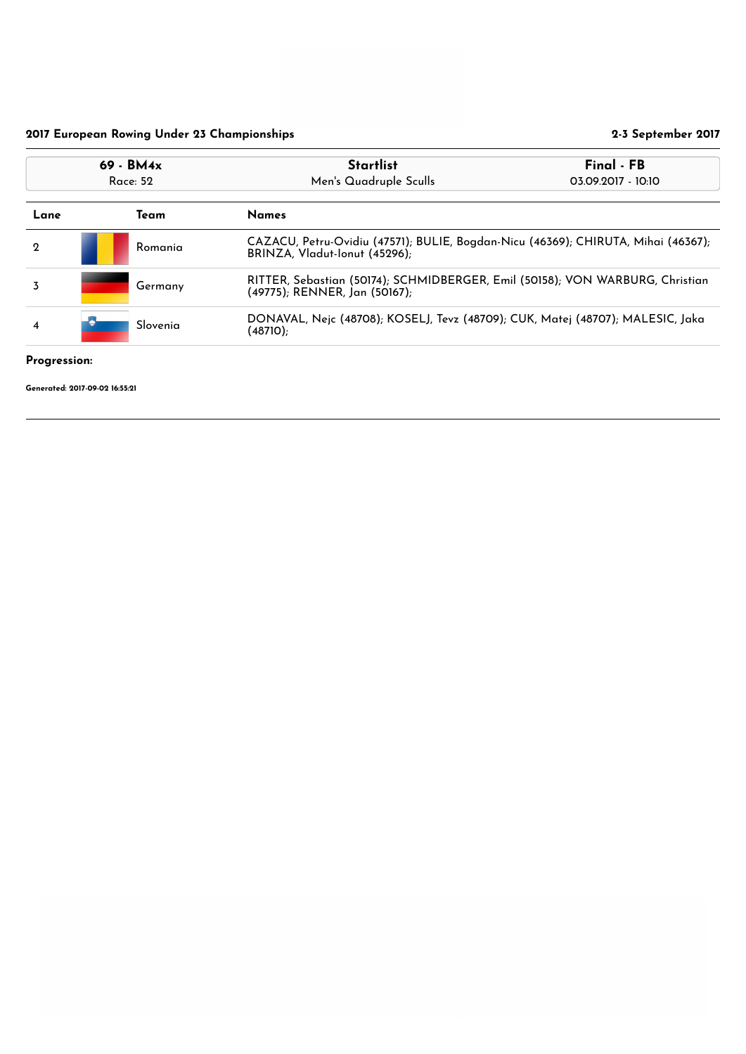**2017 European Rowing Under 23 Championships** — **2-3 September 2017**

| 69 - BM4x | Startlist | Final - FB |
|---|---|---|
| Race: 52 | Men's Quadruple Sculls | 03.09.2017 - 10:10 |

| Lane | Team | Names |
|---|---|---|
| 2 | Romania | CAZACU, Petru-Ovidiu (47571); BULIE, Bogdan-Nicu (46369); CHIRUTA, Mihai (46367); BRINZA, Vladut-Ionut (45296); |
| 3 | Germany | RITTER, Sebastian (50174); SCHMIDBERGER, Emil (50158); VON WARBURG, Christian (49775); RENNER, Jan (50167); |
| 4 | Slovenia | DONAVAL, Nejc (48708); KOSELJ, Tevz (48709); CUK, Matej (48707); MALESIC, Jaka (48710); |

**Progression:**

**Generated: 2017-09-02 16:55:21**